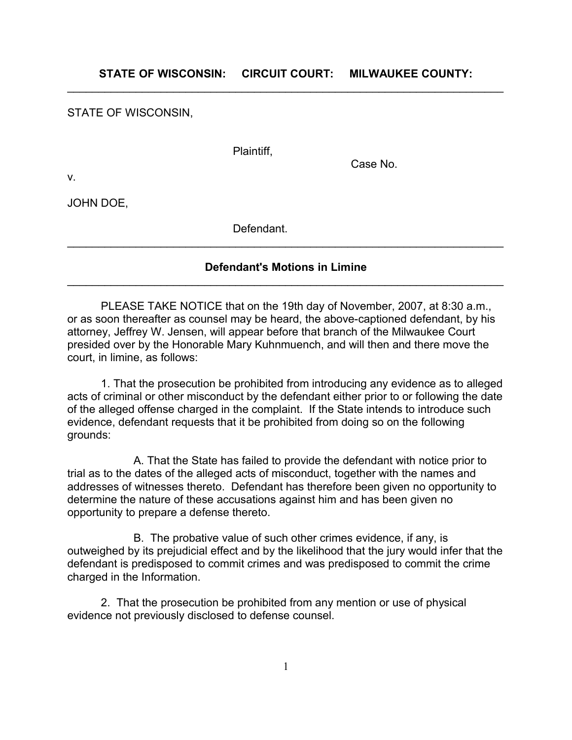**STATE OF WISCONSIN: CIRCUIT COURT: MILWAUKEE COUNTY:**

---

STATE OF WISCONSIN,

Plaintiff,

Case No.

v.

JOHN DOE,

Defendant.

---

**Defendant's Motions in Limine**

---

PLEASE TAKE NOTICE that on the 19th day of November, 2007, at 8:30 a.m., or as soon thereafter as counsel may be heard, the above-captioned defendant, by his attorney, Jeffrey W. Jensen, will appear before that branch of the Milwaukee Court presided over by the Honorable Mary Kuhnmuench, and will then and there move the court, in limine, as follows:

1. That the prosecution be prohibited from introducing any evidence as to alleged acts of criminal or other misconduct by the defendant either prior to or following the date of the alleged offense charged in the complaint. If the State intends to introduce such evidence, defendant requests that it be prohibited from doing so on the following grounds:

A. That the State has failed to provide the defendant with notice prior to trial as to the dates of the alleged acts of misconduct, together with the names and addresses of witnesses thereto. Defendant has therefore been given no opportunity to determine the nature of these accusations against him and has been given no opportunity to prepare a defense thereto.

B. The probative value of such other crimes evidence, if any, is outweighed by its prejudicial effect and by the likelihood that the jury would infer that the defendant is predisposed to commit crimes and was predisposed to commit the crime charged in the Information.

2. That the prosecution be prohibited from any mention or use of physical evidence not previously disclosed to defense counsel.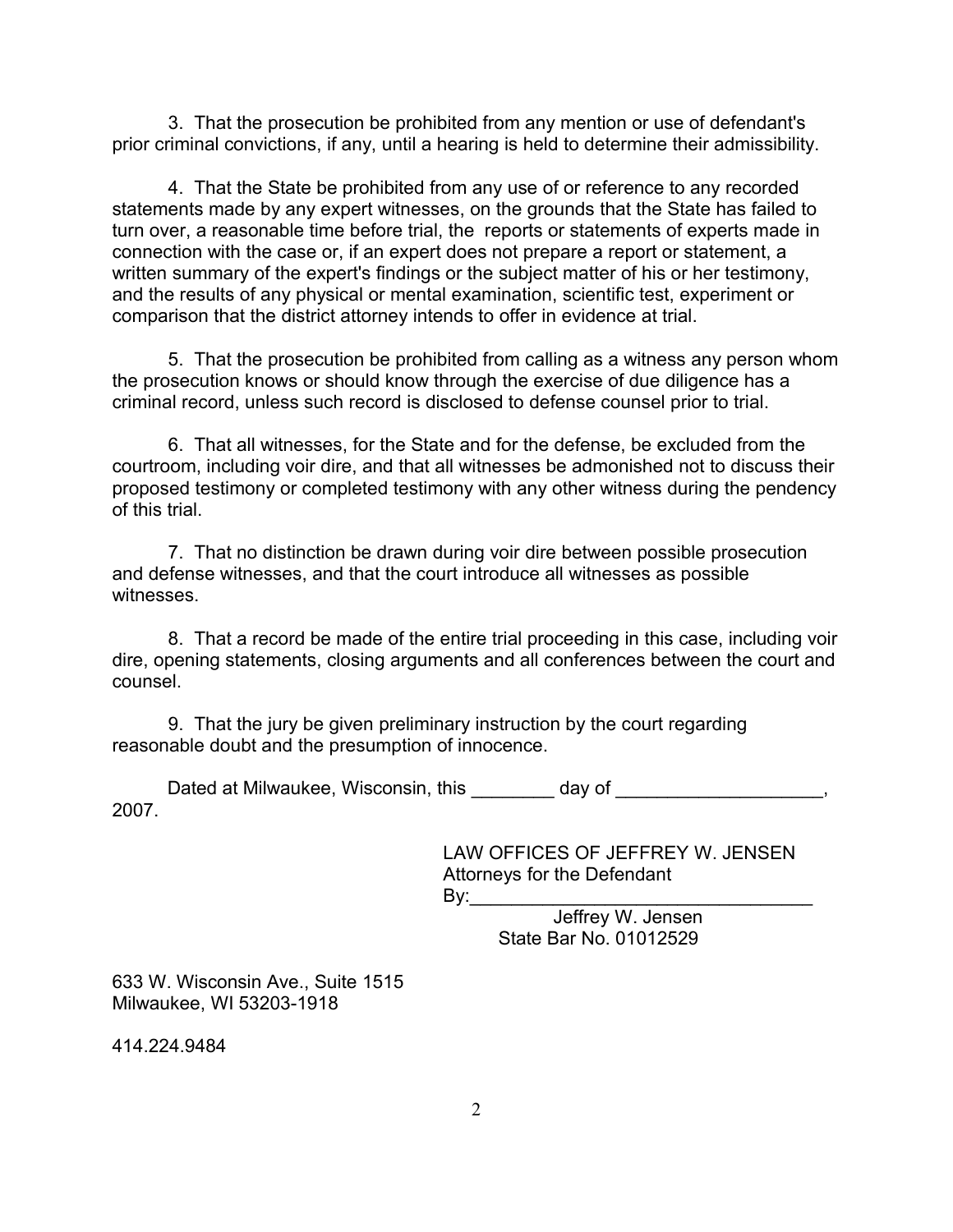3. That the prosecution be prohibited from any mention or use of defendant's prior criminal convictions, if any, until a hearing is held to determine their admissibility.

4. That the State be prohibited from any use of or reference to any recorded statements made by any expert witnesses, on the grounds that the State has failed to turn over, a reasonable time before trial, the reports or statements of experts made in connection with the case or, if an expert does not prepare a report or statement, a written summary of the expert's findings or the subject matter of his or her testimony, and the results of any physical or mental examination, scientific test, experiment or comparison that the district attorney intends to offer in evidence at trial.

5. That the prosecution be prohibited from calling as a witness any person whom the prosecution knows or should know through the exercise of due diligence has a criminal record, unless such record is disclosed to defense counsel prior to trial.

6. That all witnesses, for the State and for the defense, be excluded from the courtroom, including voir dire, and that all witnesses be admonished not to discuss their proposed testimony or completed testimony with any other witness during the pendency of this trial.

7. That no distinction be drawn during voir dire between possible prosecution and defense witnesses, and that the court introduce all witnesses as possible witnesses.

8. That a record be made of the entire trial proceeding in this case, including voir dire, opening statements, closing arguments and all conferences between the court and counsel.

9. That the jury be given preliminary instruction by the court regarding reasonable doubt and the presumption of innocence.

Dated at Milwaukee, Wisconsin, this ________ day of ____________________, 2007.

LAW OFFICES OF JEFFREY W. JENSEN
Attorneys for the Defendant
By:_________________________________
Jeffrey W. Jensen
State Bar No. 01012529

633 W. Wisconsin Ave., Suite 1515
Milwaukee, WI 53203-1918

414.224.9484